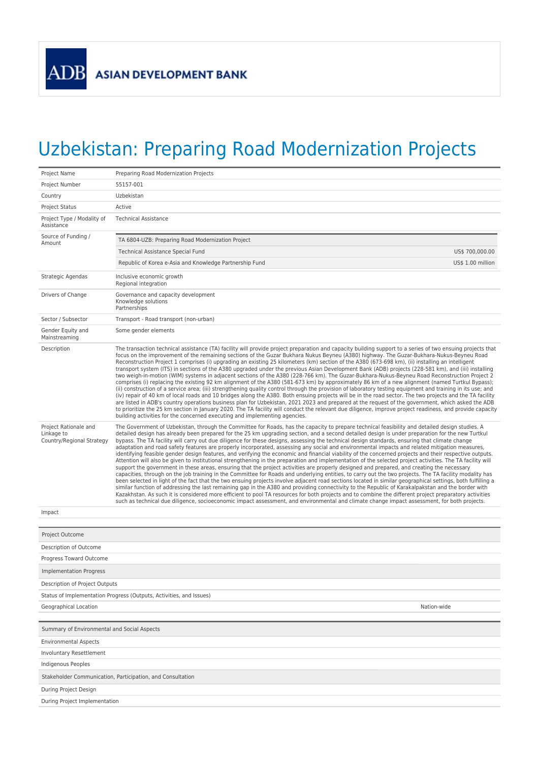ADB ASIAN DEVELOPMENT BANK

# Uzbekistan: Preparing Road Modernization Projects

| | |
|---|---|
| Project Name | Preparing Road Modernization Projects |
| Project Number | 55157-001 |
| Country | Uzbekistan |
| Project Status | Active |
| Project Type / Modality of Assistance | Technical Assistance |
| Source of Funding / Amount | TA 6804-UZB: Preparing Road Modernization Project<br>Technical Assistance Special Fund — US$ 700,000.00<br>Republic of Korea e-Asia and Knowledge Partnership Fund — US$ 1.00 million |
| Strategic Agendas | Inclusive economic growth<br>Regional integration |
| Drivers of Change | Governance and capacity development<br>Knowledge solutions<br>Partnerships |
| Sector / Subsector | Transport - Road transport (non-urban) |
| Gender Equity and Mainstreaming | Some gender elements |
| Description | The transaction technical assistance (TA) facility will provide project preparation and capacity building support to a series of two ensuing projects that focus on the improvement of the remaining sections of the Guzar Bukhara Nukus Beyneu (A380) highway. The Guzar-Bukhara-Nukus-Beyneu Road Reconstruction Project 1 comprises (i) upgrading an existing 25 kilometers (km) section of the A380 (673-698 km), (ii) installing an intelligent transport system (ITS) in sections of the A380 upgraded under the previous Asian Development Bank (ADB) projects (228-581 km), and (iii) installing two weigh-in-motion (WIM) systems in adjacent sections of the A380 (228-766 km). The Guzar-Bukhara-Nukus-Beyneu Road Reconstruction Project 2 comprises (i) replacing the existing 92 km alignment of the A380 (581-673 km) by approximately 86 km of a new alignment (named Turtkul Bypass); (ii) construction of a service area; (iii) strengthening quality control through the provision of laboratory testing equipment and training in its use; and (iv) repair of 40 km of local roads and 10 bridges along the A380. Both ensuing projects will be in the road sector. The two projects and the TA facility are listed in ADB's country operations business plan for Uzbekistan, 2021 2023 and prepared at the request of the government, which asked the ADB to prioritize the 25 km section in January 2020. The TA facility will conduct the relevant due diligence, improve project readiness, and provide capacity building activities for the concerned executing and implementing agencies. |
| Project Rationale and Linkage to Country/Regional Strategy | The Government of Uzbekistan, through the Committee for Roads, has the capacity to prepare technical feasibility and detailed design studies. A detailed design has already been prepared for the 25 km upgrading section, and a second detailed design is under preparation for the new Turtkul bypass. The TA facility will carry out due diligence for these designs, assessing the technical design standards, ensuring that climate change adaptation and road safety features are properly incorporated, assessing any social and environmental impacts and related mitigation measures, identifying feasible gender design features, and verifying the economic and financial viability of the concerned projects and their respective outputs. Attention will also be given to institutional strengthening in the preparation and implementation of the selected project activities. The TA facility will support the government in these areas, ensuring that the project activities are properly designed and prepared, and creating the necessary capacities, through on the job training in the Committee for Roads and underlying entities, to carry out the two projects. The TA facility modality has been selected in light of the fact that the two ensuing projects involve adjacent road sections located in similar geographical settings, both fulfilling a similar function of addressing the last remaining gap in the A380 and providing connectivity to the Republic of Karakalpakstan and the border with Kazakhstan. As such it is considered more efficient to pool TA resources for both projects and to combine the different project preparatory activities such as technical due diligence, socioeconomic impact assessment, and environmental and climate change impact assessment, for both projects. |
| Impact | |

| | |
|---|---|
| **Project Outcome** | |
| Description of Outcome | |
| Progress Toward Outcome | |
| **Implementation Progress** | |
| Description of Project Outputs | |
| Status of Implementation Progress (Outputs, Activities, and Issues) | |
| Geographical Location | Nation-wide |

| |
|---|
| **Summary of Environmental and Social Aspects** |
| Environmental Aspects |
| Involuntary Resettlement |
| Indigenous Peoples |
| **Stakeholder Communication, Participation, and Consultation** |
| During Project Design |
| During Project Implementation |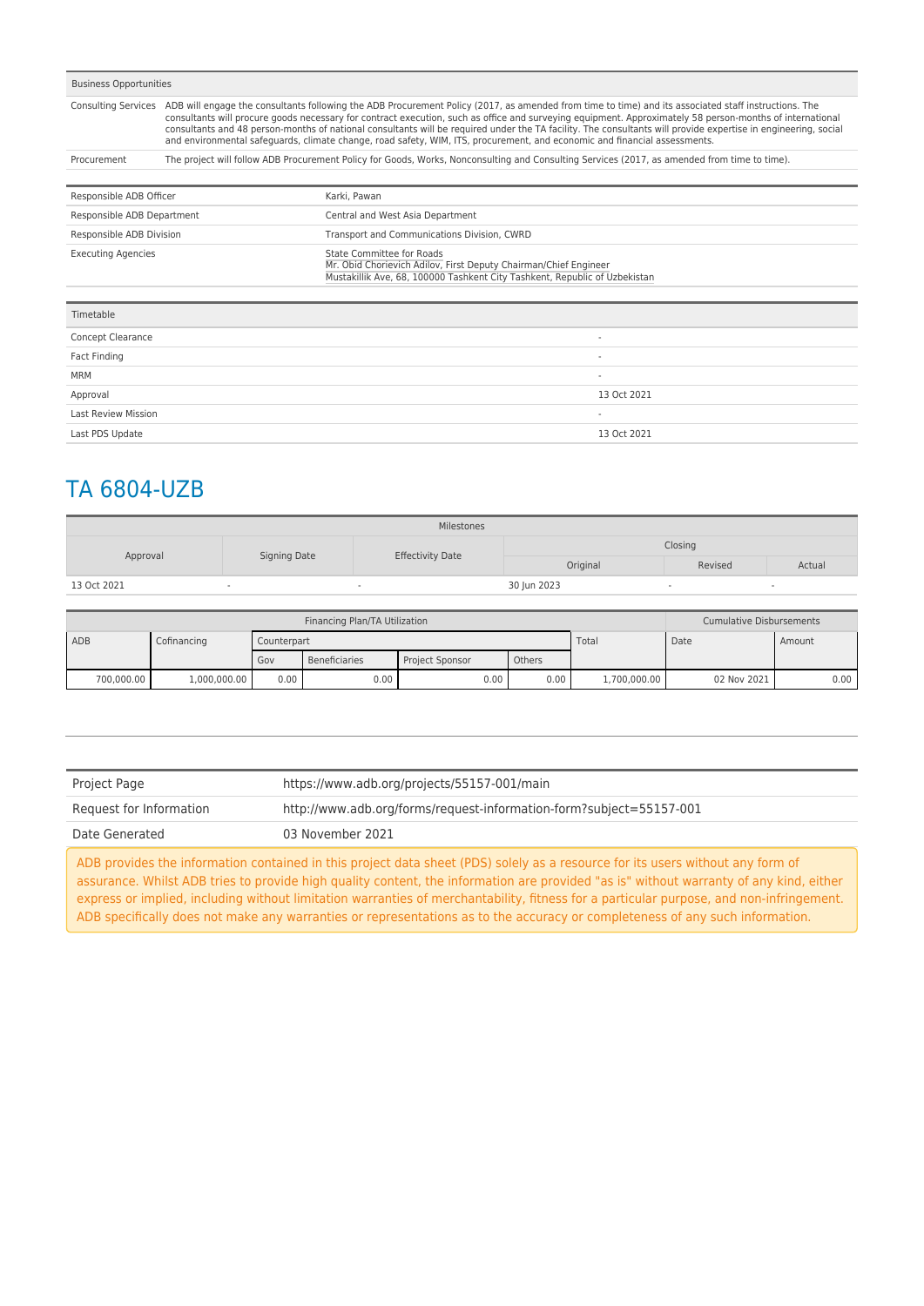| Business Opportunities | |
|---|---|
| Consulting Services | ADB will engage the consultants following the ADB Procurement Policy (2017, as amended from time to time) and its associated staff instructions. The consultants will procure goods necessary for contract execution, such as office and surveying equipment. Approximately 58 person-months of international consultants and 48 person-months of national consultants will be required under the TA facility. The consultants will provide expertise in engineering, social and environmental safeguards, climate change, road safety, WIM, ITS, procurement, and economic and financial assessments. |
| Procurement | The project will follow ADB Procurement Policy for Goods, Works, Nonconsulting and Consulting Services (2017, as amended from time to time). |

| | |
|---|---|
| Responsible ADB Officer | Karki, Pawan |
| Responsible ADB Department | Central and West Asia Department |
| Responsible ADB Division | Transport and Communications Division, CWRD |
| Executing Agencies | State Committee for Roads<br>Mr. Obid Chorievich Adilov, First Deputy Chairman/Chief Engineer<br>Mustakillik Ave, 68, 100000 Tashkent City Tashkent, Republic of Uzbekistan |

| Timetable | |
|---|---|
| Concept Clearance | - |
| Fact Finding | - |
| MRM | - |
| Approval | 13 Oct 2021 |
| Last Review Mission | - |
| Last PDS Update | 13 Oct 2021 |

# TA 6804-UZB

| Milestones | | | | | |
|---|---|---|---|---|---|
| Approval | Signing Date | Effectivity Date | Closing | | |
| | | | Original | Revised | Actual |
| 13 Oct 2021 | - | - | 30 Jun 2023 | - | - |

| Financing Plan/TA Utilization | | | | | | | Cumulative Disbursements | |
|---|---|---|---|---|---|---|---|---|
| ADB | Cofinancing | Counterpart | | | | Total | Date | Amount |
| | | Gov | Beneficiaries | Project Sponsor | Others | | | |
| 700,000.00 | 1,000,000.00 | 0.00 | 0.00 | 0.00 | 0.00 | 1,700,000.00 | 02 Nov 2021 | 0.00 |

| | |
|---|---|
| Project Page | https://www.adb.org/projects/55157-001/main |
| Request for Information | http://www.adb.org/forms/request-information-form?subject=55157-001 |
| Date Generated | 03 November 2021 |

ADB provides the information contained in this project data sheet (PDS) solely as a resource for its users without any form of assurance. Whilst ADB tries to provide high quality content, the information are provided "as is" without warranty of any kind, either express or implied, including without limitation warranties of merchantability, fitness for a particular purpose, and non-infringement. ADB specifically does not make any warranties or representations as to the accuracy or completeness of any such information.